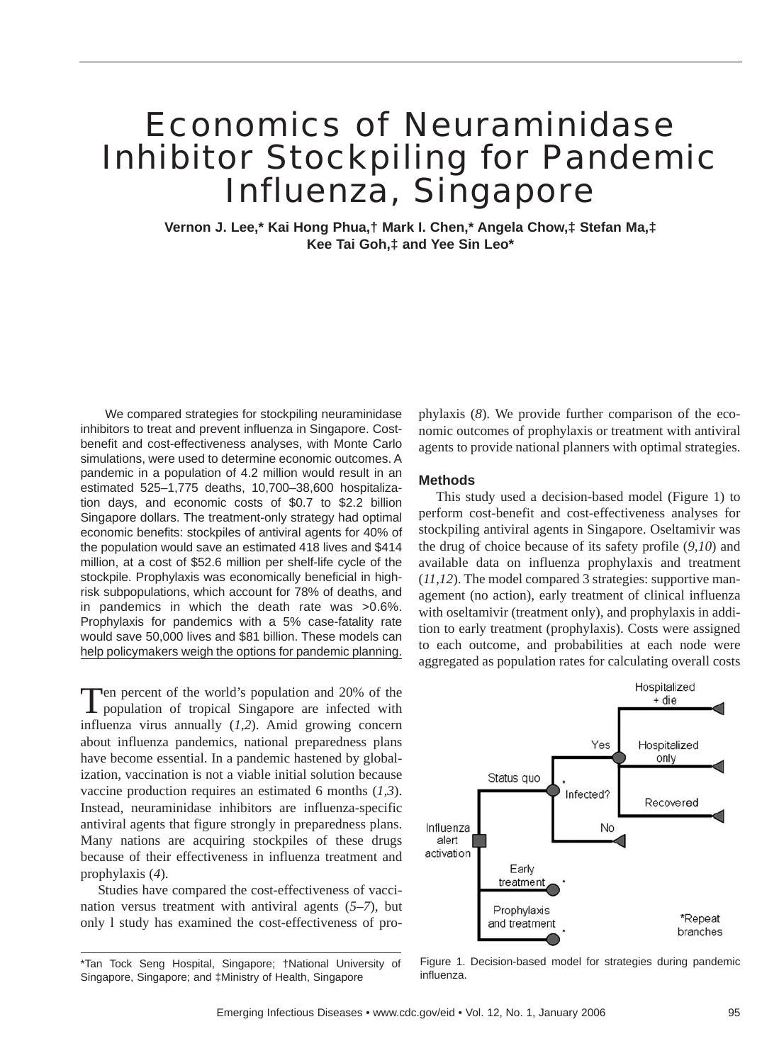# Economics of Neuraminidase Inhibitor Stockpiling for Pandemic Influenza, Singapore

**Vernon J. Lee,* Kai Hong Phua,† Mark I. Chen,* Angela Chow,‡ Stefan Ma,‡ Kee Tai Goh,‡ and Yee Sin Leo***

We compared strategies for stockpiling neuraminidase inhibitors to treat and prevent influenza in Singapore. Cost-benefit and cost-effectiveness analyses, with Monte Carlo simulations, were used to determine economic outcomes. A pandemic in a population of 4.2 million would result in an estimated 525–1,775 deaths, 10,700–38,600 hospitalization days, and economic costs of $0.7 to $2.2 billion Singapore dollars. The treatment-only strategy had optimal economic benefits: stockpiles of antiviral agents for 40% of the population would save an estimated 418 lives and $414 million, at a cost of $52.6 million per shelf-life cycle of the stockpile. Prophylaxis was economically beneficial in high-risk subpopulations, which account for 78% of deaths, and in pandemics in which the death rate was >0.6%. Prophylaxis for pandemics with a 5% case-fatality rate would save 50,000 lives and $81 billion. These models can help policymakers weigh the options for pandemic planning.

Ten percent of the world's population and 20% of the population of tropical Singapore are infected with influenza virus annually (*1*,*2*). Amid growing concern about influenza pandemics, national preparedness plans have become essential. In a pandemic hastened by globalization, vaccination is not a viable initial solution because vaccine production requires an estimated 6 months (*1*,*3*). Instead, neuraminidase inhibitors are influenza-specific antiviral agents that figure strongly in preparedness plans. Many nations are acquiring stockpiles of these drugs because of their effectiveness in influenza treatment and prophylaxis (*4*).

Studies have compared the cost-effectiveness of vaccination versus treatment with antiviral agents (*5–7*), but only 1 study has examined the cost-effectiveness of prophylaxis (*8*). We provide further comparison of the economic outcomes of prophylaxis or treatment with antiviral agents to provide national planners with optimal strategies.

*Tan Tock Seng Hospital, Singapore; †National University of Singapore, Singapore; and ‡Ministry of Health, Singapore

## Methods

This study used a decision-based model (Figure 1) to perform cost-benefit and cost-effectiveness analyses for stockpiling antiviral agents in Singapore. Oseltamivir was the drug of choice because of its safety profile (*9*,*10*) and available data on influenza prophylaxis and treatment (*11*,*12*). The model compared 3 strategies: supportive management (no action), early treatment of clinical influenza with oseltamivir (treatment only), and prophylaxis in addition to early treatment (prophylaxis). Costs were assigned to each outcome, and probabilities at each node were aggregated as population rates for calculating overall costs

Influenza alert activation — Status quo — Infected? (Yes: Hospitalized + die; Hospitalized only; Recovered / No) — Early treatment* — Prophylaxis and treatment* — *Repeat branches

Figure 1. Decision-based model for strategies during pandemic influenza.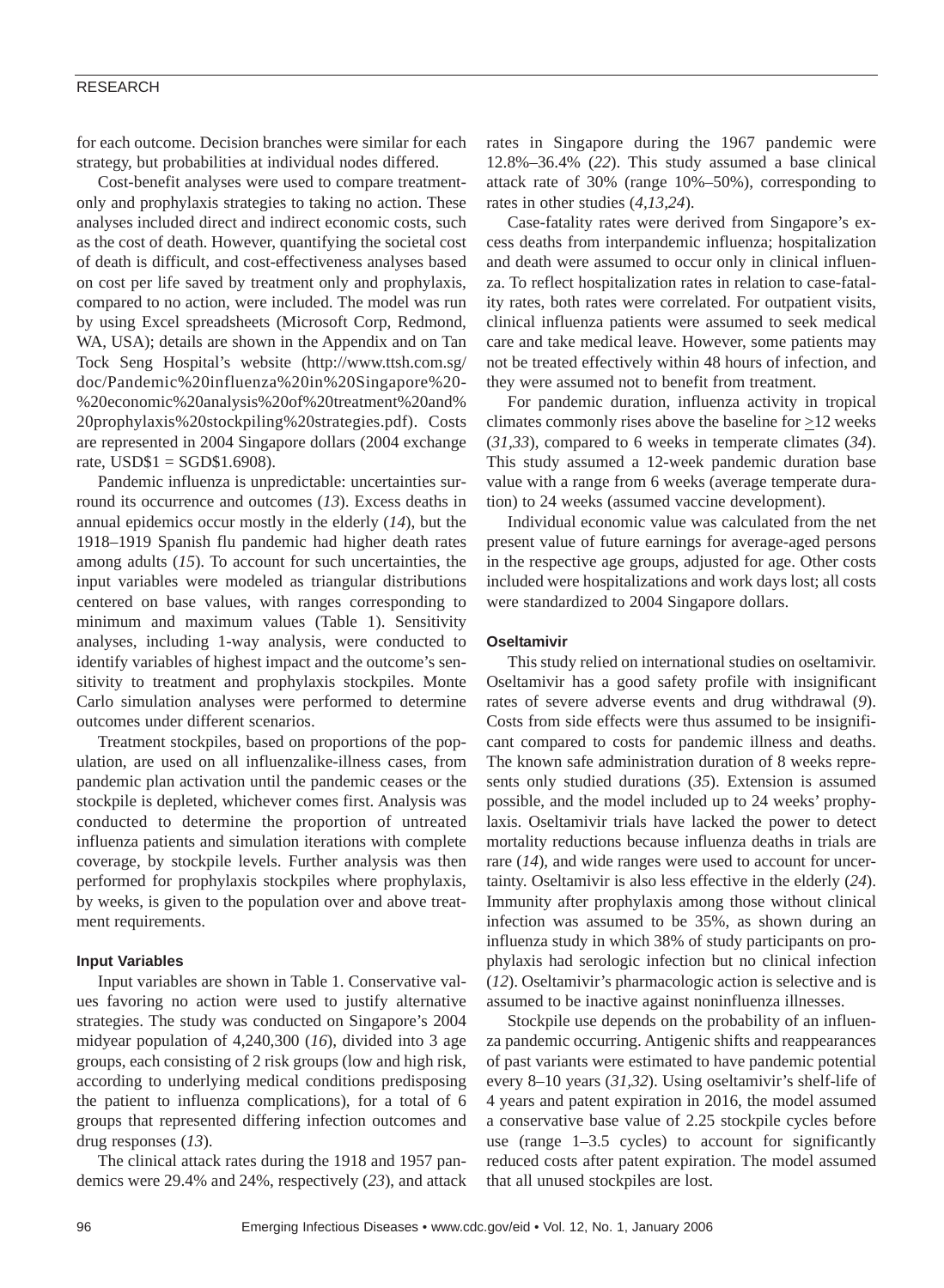for each outcome. Decision branches were similar for each strategy, but probabilities at individual nodes differed.

Cost-benefit analyses were used to compare treatment-only and prophylaxis strategies to taking no action. These analyses included direct and indirect economic costs, such as the cost of death. However, quantifying the societal cost of death is difficult, and cost-effectiveness analyses based on cost per life saved by treatment only and prophylaxis, compared to no action, were included. The model was run by using Excel spreadsheets (Microsoft Corp, Redmond, WA, USA); details are shown in the Appendix and on Tan Tock Seng Hospital's website (http://www.ttsh.com.sg/doc/Pandemic%20influenza%20in%20Singapore%20-%20economic%20analysis%20of%20treatment%20and%20prophylaxis%20stockpiling%20strategies.pdf). Costs are represented in 2004 Singapore dollars (2004 exchange rate, USD$1 = SGD$1.6908).

Pandemic influenza is unpredictable: uncertainties surround its occurrence and outcomes (*13*). Excess deaths in annual epidemics occur mostly in the elderly (*14*), but the 1918–1919 Spanish flu pandemic had higher death rates among adults (*15*). To account for such uncertainties, the input variables were modeled as triangular distributions centered on base values, with ranges corresponding to minimum and maximum values (Table 1). Sensitivity analyses, including 1-way analysis, were conducted to identify variables of highest impact and the outcome's sensitivity to treatment and prophylaxis stockpiles. Monte Carlo simulation analyses were performed to determine outcomes under different scenarios.

Treatment stockpiles, based on proportions of the population, are used on all influenzalike-illness cases, from pandemic plan activation until the pandemic ceases or the stockpile is depleted, whichever comes first. Analysis was conducted to determine the proportion of untreated influenza patients and simulation iterations with complete coverage, by stockpile levels. Further analysis was then performed for prophylaxis stockpiles where prophylaxis, by weeks, is given to the population over and above treatment requirements.

#### Input Variables

Input variables are shown in Table 1. Conservative values favoring no action were used to justify alternative strategies. The study was conducted on Singapore's 2004 midyear population of 4,240,300 (*16*), divided into 3 age groups, each consisting of 2 risk groups (low and high risk, according to underlying medical conditions predisposing the patient to influenza complications), for a total of 6 groups that represented differing infection outcomes and drug responses (*13*).

The clinical attack rates during the 1918 and 1957 pandemics were 29.4% and 24%, respectively (*23*), and attack rates in Singapore during the 1967 pandemic were 12.8%–36.4% (*22*). This study assumed a base clinical attack rate of 30% (range 10%–50%), corresponding to rates in other studies (*4,13,24*).

Case-fatality rates were derived from Singapore's excess deaths from interpandemic influenza; hospitalization and death were assumed to occur only in clinical influenza. To reflect hospitalization rates in relation to case-fatality rates, both rates were correlated. For outpatient visits, clinical influenza patients were assumed to seek medical care and take medical leave. However, some patients may not be treated effectively within 48 hours of infection, and they were assumed not to benefit from treatment.

For pandemic duration, influenza activity in tropical climates commonly rises above the baseline for ≥12 weeks (*31,33*), compared to 6 weeks in temperate climates (*34*). This study assumed a 12-week pandemic duration base value with a range from 6 weeks (average temperate duration) to 24 weeks (assumed vaccine development).

Individual economic value was calculated from the net present value of future earnings for average-aged persons in the respective age groups, adjusted for age. Other costs included were hospitalizations and work days lost; all costs were standardized to 2004 Singapore dollars.

#### Oseltamivir

This study relied on international studies on oseltamivir. Oseltamivir has a good safety profile with insignificant rates of severe adverse events and drug withdrawal (*9*). Costs from side effects were thus assumed to be insignificant compared to costs for pandemic illness and deaths. The known safe administration duration of 8 weeks represents only studied durations (*35*). Extension is assumed possible, and the model included up to 24 weeks' prophylaxis. Oseltamivir trials have lacked the power to detect mortality reductions because influenza deaths in trials are rare (*14*), and wide ranges were used to account for uncertainty. Oseltamivir is also less effective in the elderly (*24*). Immunity after prophylaxis among those without clinical infection was assumed to be 35%, as shown during an influenza study in which 38% of study participants on prophylaxis had serologic infection but no clinical infection (*12*). Oseltamivir's pharmacologic action is selective and is assumed to be inactive against noninfluenza illnesses.

Stockpile use depends on the probability of an influenza pandemic occurring. Antigenic shifts and reappearances of past variants were estimated to have pandemic potential every 8–10 years (*31,32*). Using oseltamivir's shelf-life of 4 years and patent expiration in 2016, the model assumed a conservative base value of 2.25 stockpile cycles before use (range 1–3.5 cycles) to account for significantly reduced costs after patent expiration. The model assumed that all unused stockpiles are lost.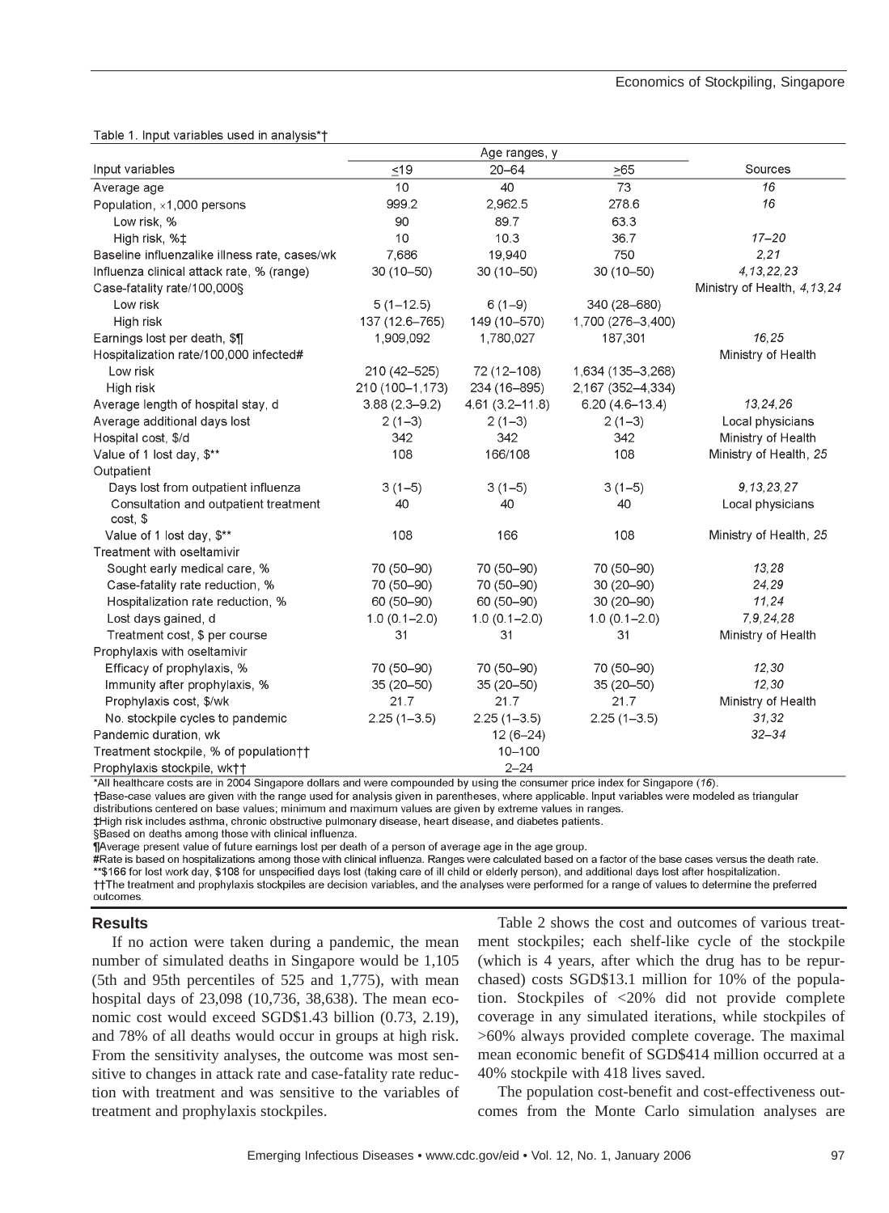Table 1. Input variables used in analysis*†

| Input variables | Age ranges, y ≤19 | 20–64 | ≥65 | Sources |
|---|---|---|---|---|
| Average age | 10 | 40 | 73 | 16 |
| Population, ×1,000 persons | 999.2 | 2,962.5 | 278.6 | 16 |
| Low risk, % | 90 | 89.7 | 63.3 | |
| High risk, %‡ | 10 | 10.3 | 36.7 | 17–20 |
| Baseline influenzalike illness rate, cases/wk | 7,686 | 19,940 | 750 | 2,21 |
| Influenza clinical attack rate, % (range) | 30 (10–50) | 30 (10–50) | 30 (10–50) | 4,13,22,23 |
| Case-fatality rate/100,000§ | | | | Ministry of Health, 4,13,24 |
| Low risk | 5 (1–12.5) | 6 (1–9) | 340 (28–680) | |
| High risk | 137 (12.6–765) | 149 (10–570) | 1,700 (276–3,400) | |
| Earnings lost per death, $¶ | 1,909,092 | 1,780,027 | 187,301 | 16,25 |
| Hospitalization rate/100,000 infected# | | | | Ministry of Health |
| Low risk | 210 (42–525) | 72 (12–108) | 1,634 (135–3,268) | |
| High risk | 210 (100–1,173) | 234 (16–895) | 2,167 (352–4,334) | |
| Average length of hospital stay, d | 3.88 (2.3–9.2) | 4.61 (3.2–11.8) | 6.20 (4.6–13.4) | 13,24,26 |
| Average additional days lost | 2 (1–3) | 2 (1–3) | 2 (1–3) | Local physicians |
| Hospital cost, $/d | 342 | 342 | 342 | Ministry of Health |
| Value of 1 lost day, $** | 108 | 166/108 | 108 | Ministry of Health, 25 |
| Outpatient | | | | |
| Days lost from outpatient influenza | 3 (1–5) | 3 (1–5) | 3 (1–5) | 9,13,23,27 |
| Consultation and outpatient treatment cost, $ | 40 | 40 | 40 | Local physicians |
| Value of 1 lost day, $** | 108 | 166 | 108 | Ministry of Health, 25 |
| Treatment with oseltamivir | | | | |
| Sought early medical care, % | 70 (50–90) | 70 (50–90) | 70 (50–90) | 13,28 |
| Case-fatality rate reduction, % | 70 (50–90) | 70 (50–90) | 30 (20–90) | 24,29 |
| Hospitalization rate reduction, % | 60 (50–90) | 60 (50–90) | 30 (20–90) | 11,24 |
| Lost days gained, d | 1.0 (0.1–2.0) | 1.0 (0.1–2.0) | 1.0 (0.1–2.0) | 7,9,24,28 |
| Treatment cost, $ per course | 31 | 31 | 31 | Ministry of Health |
| Prophylaxis with oseltamivir | | | | |
| Efficacy of prophylaxis, % | 70 (50–90) | 70 (50–90) | 70 (50–90) | 12,30 |
| Immunity after prophylaxis, % | 35 (20–50) | 35 (20–50) | 35 (20–50) | 12,30 |
| Prophylaxis cost, $/wk | 21.7 | 21.7 | 21.7 | Ministry of Health |
| No. stockpile cycles to pandemic | 2.25 (1–3.5) | 2.25 (1–3.5) | 2.25 (1–3.5) | 31,32 |
| Pandemic duration, wk | | 12 (6–24) | | 32–34 |
| Treatment stockpile, % of population†† | | 10–100 | | |
| Prophylaxis stockpile, wk†† | | 2–24 | | |

*All healthcare costs are in 2004 Singapore dollars and were compounded by using the consumer price index for Singapore (16).
†Base-case values are given with the range used for analysis given in parentheses, where applicable. Input variables were modeled as triangular distributions centered on base values; minimum and maximum values are given by extreme values in ranges.
‡High risk includes asthma, chronic obstructive pulmonary disease, heart disease, and diabetes patients.
§Based on deaths among those with clinical influenza.
¶Average present value of future earnings lost per death of a person of average age in the age group.
#Rate is based on hospitalizations among those with clinical influenza. Ranges were calculated based on a factor of the base cases versus the death rate.
**$166 for lost work day, $108 for unspecified days lost (taking care of ill child or elderly person), and additional days lost after hospitalization.
††The treatment and prophylaxis stockpiles are decision variables, and the analyses were performed for a range of values to determine the preferred outcomes.

## Results

If no action were taken during a pandemic, the mean number of simulated deaths in Singapore would be 1,105 (5th and 95th percentiles of 525 and 1,775), with mean hospital days of 23,098 (10,736, 38,638). The mean economic cost would exceed SGD$1.43 billion (0.73, 2.19), and 78% of all deaths would occur in groups at high risk. From the sensitivity analyses, the outcome was most sensitive to changes in attack rate and case-fatality rate reduction with treatment and was sensitive to the variables of treatment and prophylaxis stockpiles.

Table 2 shows the cost and outcomes of various treatment stockpiles; each shelf-like cycle of the stockpile (which is 4 years, after which the drug has to be repurchased) costs SGD$13.1 million for 10% of the population. Stockpiles of <20% did not provide complete coverage in any simulated iterations, while stockpiles of >60% always provided complete coverage. The maximal mean economic benefit of SGD$414 million occurred at a 40% stockpile with 418 lives saved.

The population cost-benefit and cost-effectiveness outcomes from the Monte Carlo simulation analyses are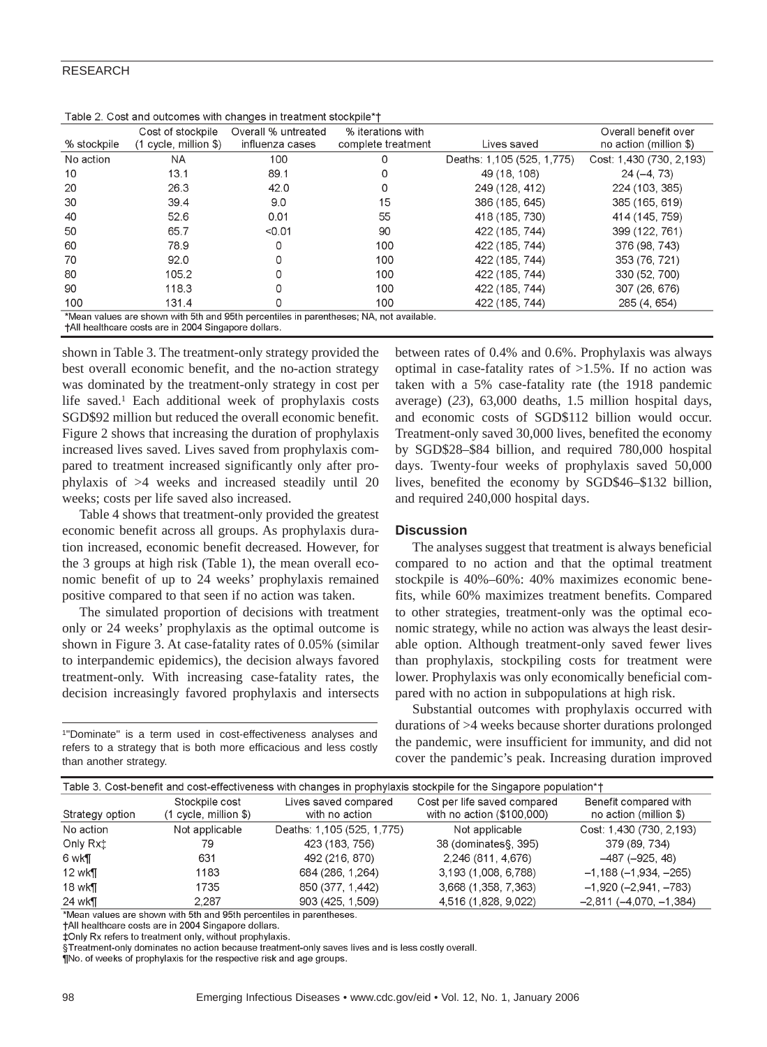Table 2. Cost and outcomes with changes in treatment stockpile*†

| % stockpile | Cost of stockpile (1 cycle, million $) | Overall % untreated influenza cases | % iterations with complete treatment | Lives saved | Overall benefit over no action (million $) |
|---|---|---|---|---|---|
| No action | NA | 100 | 0 | Deaths: 1,105 (525, 1,775) | Cost: 1,430 (730, 2,193) |
| 10 | 13.1 | 89.1 | 0 | 49 (18, 108) | 24 (–4, 73) |
| 20 | 26.3 | 42.0 | 0 | 249 (128, 412) | 224 (103, 385) |
| 30 | 39.4 | 9.0 | 15 | 386 (185, 645) | 385 (165, 619) |
| 40 | 52.6 | 0.01 | 55 | 418 (185, 730) | 414 (145, 759) |
| 50 | 65.7 | <0.01 | 90 | 422 (185, 744) | 399 (122, 761) |
| 60 | 78.9 | 0 | 100 | 422 (185, 744) | 376 (98, 743) |
| 70 | 92.0 | 0 | 100 | 422 (185, 744) | 353 (76, 721) |
| 80 | 105.2 | 0 | 100 | 422 (185, 744) | 330 (52, 700) |
| 90 | 118.3 | 0 | 100 | 422 (185, 744) | 307 (26, 676) |
| 100 | 131.4 | 0 | 100 | 422 (185, 744) | 285 (4, 654) |

*Mean values are shown with 5th and 95th percentiles in parentheses; NA, not available.
†All healthcare costs are in 2004 Singapore dollars.

shown in Table 3. The treatment-only strategy provided the best overall economic benefit, and the no-action strategy was dominated by the treatment-only strategy in cost per life saved.[1] Each additional week of prophylaxis costs SGD$92 million but reduced the overall economic benefit. Figure 2 shows that increasing the duration of prophylaxis increased lives saved. Lives saved from prophylaxis compared to treatment increased significantly only after prophylaxis of >4 weeks and increased steadily until 20 weeks; costs per life saved also increased.

Table 4 shows that treatment-only provided the greatest economic benefit across all groups. As prophylaxis duration increased, economic benefit decreased. However, for the 3 groups at high risk (Table 1), the mean overall economic benefit of up to 24 weeks' prophylaxis remained positive compared to that seen if no action was taken.

The simulated proportion of decisions with treatment only or 24 weeks' prophylaxis as the optimal outcome is shown in Figure 3. At case-fatality rates of 0.05% (similar to interpandemic epidemics), the decision always favored treatment-only. With increasing case-fatality rates, the decision increasingly favored prophylaxis and intersects between rates of 0.4% and 0.6%. Prophylaxis was always optimal in case-fatality rates of >1.5%. If no action was taken with a 5% case-fatality rate (the 1918 pandemic average) (*23*), 63,000 deaths, 1.5 million hospital days, and economic costs of SGD$112 billion would occur. Treatment-only saved 30,000 lives, benefited the economy by SGD$28–$84 billion, and required 780,000 hospital days. Twenty-four weeks of prophylaxis saved 50,000 lives, benefited the economy by SGD$46–$132 billion, and required 240,000 hospital days.

[1]"Dominate" is a term used in cost-effectiveness analyses and refers to a strategy that is both more efficacious and less costly than another strategy.

## Discussion

The analyses suggest that treatment is always beneficial compared to no action and that the optimal treatment stockpile is 40%–60%: 40% maximizes economic benefits, while 60% maximizes treatment benefits. Compared to other strategies, treatment-only was the optimal economic strategy, while no action was always the least desirable option. Although treatment-only saved fewer lives than prophylaxis, stockpiling costs for treatment were lower. Prophylaxis was only economically beneficial compared with no action in subpopulations at high risk.

Substantial outcomes with prophylaxis occurred with durations of >4 weeks because shorter durations prolonged the pandemic, were insufficient for immunity, and did not cover the pandemic's peak. Increasing duration improved

Table 3. Cost-benefit and cost-effectiveness with changes in prophylaxis stockpile for the Singapore population*†

| Strategy option | Stockpile cost (1 cycle, million $) | Lives saved compared with no action | Cost per life saved compared with no action ($100,000) | Benefit compared with no action (million $) |
|---|---|---|---|---|
| No action | Not applicable | Deaths: 1,105 (525, 1,775) | Not applicable | Cost: 1,430 (730, 2,193) |
| Only Rx‡ | 79 | 423 (183, 756) | 38 (dominates§, 395) | 379 (89, 734) |
| 6 wk¶ | 631 | 492 (216, 870) | 2,246 (811, 4,676) | –487 (–925, 48) |
| 12 wk¶ | 1183 | 684 (286, 1,264) | 3,193 (1,008, 6,788) | –1,188 (–1,934, –265) |
| 18 wk¶ | 1735 | 850 (377, 1,442) | 3,668 (1,358, 7,363) | –1,920 (–2,941, –783) |
| 24 wk¶ | 2,287 | 903 (425, 1,509) | 4,516 (1,828, 9,022) | –2,811 (–4,070, –1,384) |

*Mean values are shown with 5th and 95th percentiles in parentheses.
†All healthcare costs are in 2004 Singapore dollars.
‡Only Rx refers to treatment only, without prophylaxis.
§Treatment-only dominates no action because treatment-only saves lives and is less costly overall.
¶No. of weeks of prophylaxis for the respective risk and age groups.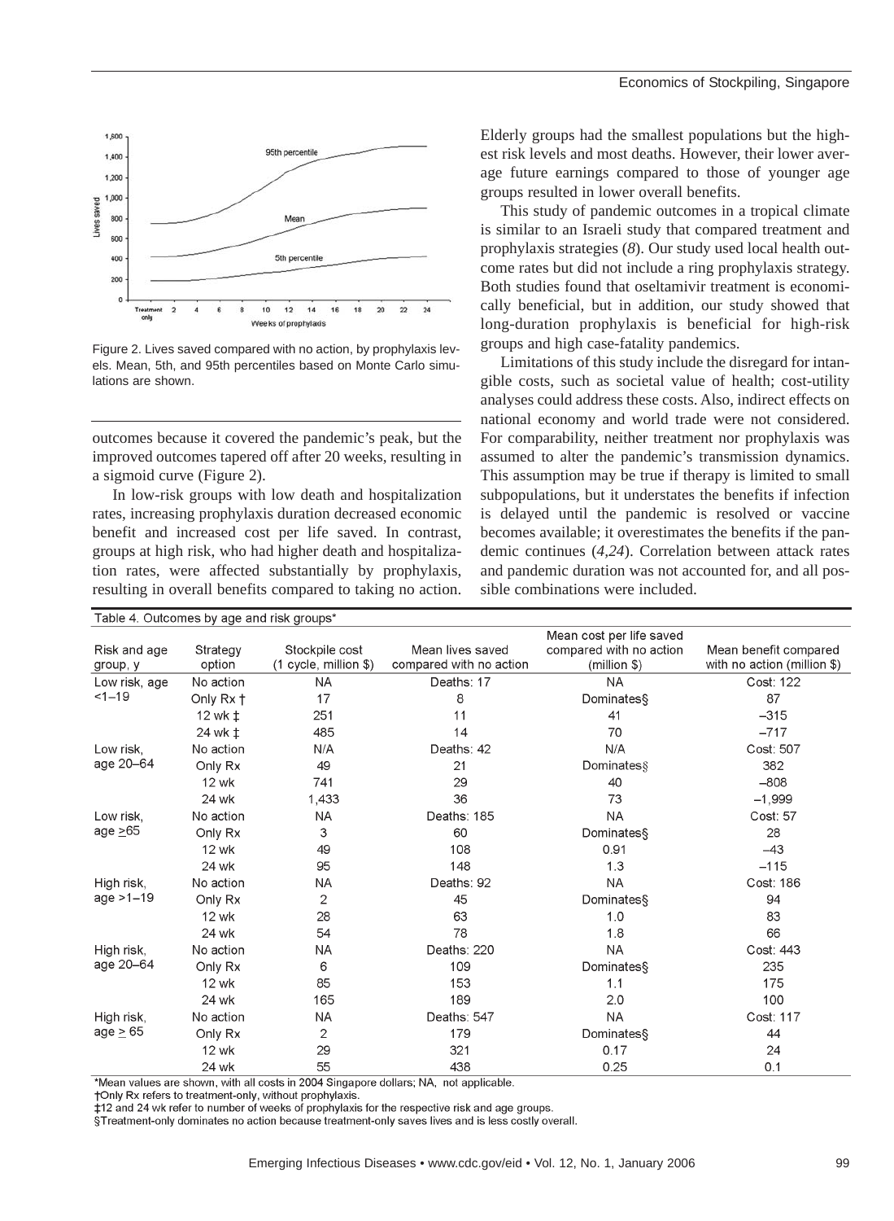Figure 2. Lives saved compared with no action, by prophylaxis levels. Mean, 5th, and 95th percentiles based on Monte Carlo simulations are shown.

outcomes because it covered the pandemic's peak, but the improved outcomes tapered off after 20 weeks, resulting in a sigmoid curve (Figure 2).

In low-risk groups with low death and hospitalization rates, increasing prophylaxis duration decreased economic benefit and increased cost per life saved. In contrast, groups at high risk, who had higher death and hospitalization rates, were affected substantially by prophylaxis, resulting in overall benefits compared to taking no action. Elderly groups had the smallest populations but the highest risk levels and most deaths. However, their lower average future earnings compared to those of younger age groups resulted in lower overall benefits.

This study of pandemic outcomes in a tropical climate is similar to an Israeli study that compared treatment and prophylaxis strategies (*8*). Our study used local health outcome rates but did not include a ring prophylaxis strategy. Both studies found that oseltamivir treatment is economically beneficial, but in addition, our study showed that long-duration prophylaxis is beneficial for high-risk groups and high case-fatality pandemics.

Limitations of this study include the disregard for intangible costs, such as societal value of health; cost-utility analyses could address these costs. Also, indirect effects on national economy and world trade were not considered. For comparability, neither treatment nor prophylaxis was assumed to alter the pandemic's transmission dynamics. This assumption may be true if therapy is limited to small subpopulations, but it understates the benefits if infection is delayed until the pandemic is resolved or vaccine becomes available; it overestimates the benefits if the pandemic continues (*4,24*). Correlation between attack rates and pandemic duration was not accounted for, and all possible combinations were included.

Table 4. Outcomes by age and risk groups*

| Risk and age group, y | Strategy option | Stockpile cost (1 cycle, million $) | Mean lives saved compared with no action | Mean cost per life saved compared with no action (million $) | Mean benefit compared with no action (million $) |
|---|---|---|---|---|---|
| Low risk, age <1–19 | No action | NA | Deaths: 17 | NA | Cost: 122 |
| | Only Rx † | 17 | 8 | Dominates§ | 87 |
| | 12 wk ‡ | 251 | 11 | 41 | –315 |
| | 24 wk ‡ | 485 | 14 | 70 | –717 |
| Low risk, age 20–64 | No action | N/A | Deaths: 42 | N/A | Cost: 507 |
| | Only Rx | 49 | 21 | Dominates§ | 382 |
| | 12 wk | 741 | 29 | 40 | –808 |
| | 24 wk | 1,433 | 36 | 73 | –1,999 |
| Low risk, age ≥65 | No action | NA | Deaths: 185 | NA | Cost: 57 |
| | Only Rx | 3 | 60 | Dominates§ | 28 |
| | 12 wk | 49 | 108 | 0.91 | –43 |
| | 24 wk | 95 | 148 | 1.3 | –115 |
| High risk, age >1–19 | No action | NA | Deaths: 92 | NA | Cost: 186 |
| | Only Rx | 2 | 45 | Dominates§ | 94 |
| | 12 wk | 28 | 63 | 1.0 | 83 |
| | 24 wk | 54 | 78 | 1.8 | 66 |
| High risk, age 20–64 | No action | NA | Deaths: 220 | NA | Cost: 443 |
| | Only Rx | 6 | 109 | Dominates§ | 235 |
| | 12 wk | 85 | 153 | 1.1 | 175 |
| | 24 wk | 165 | 189 | 2.0 | 100 |
| High risk, age ≥ 65 | No action | NA | Deaths: 547 | NA | Cost: 117 |
| | Only Rx | 2 | 179 | Dominates§ | 44 |
| | 12 wk | 29 | 321 | 0.17 | 24 |
| | 24 wk | 55 | 438 | 0.25 | 0.1 |

*Mean values are shown, with all costs in 2004 Singapore dollars; NA, not applicable.
†Only Rx refers to treatment-only, without prophylaxis.
‡12 and 24 wk refer to number of weeks of prophylaxis for the respective risk and age groups.
§Treatment-only dominates no action because treatment-only saves lives and is less costly overall.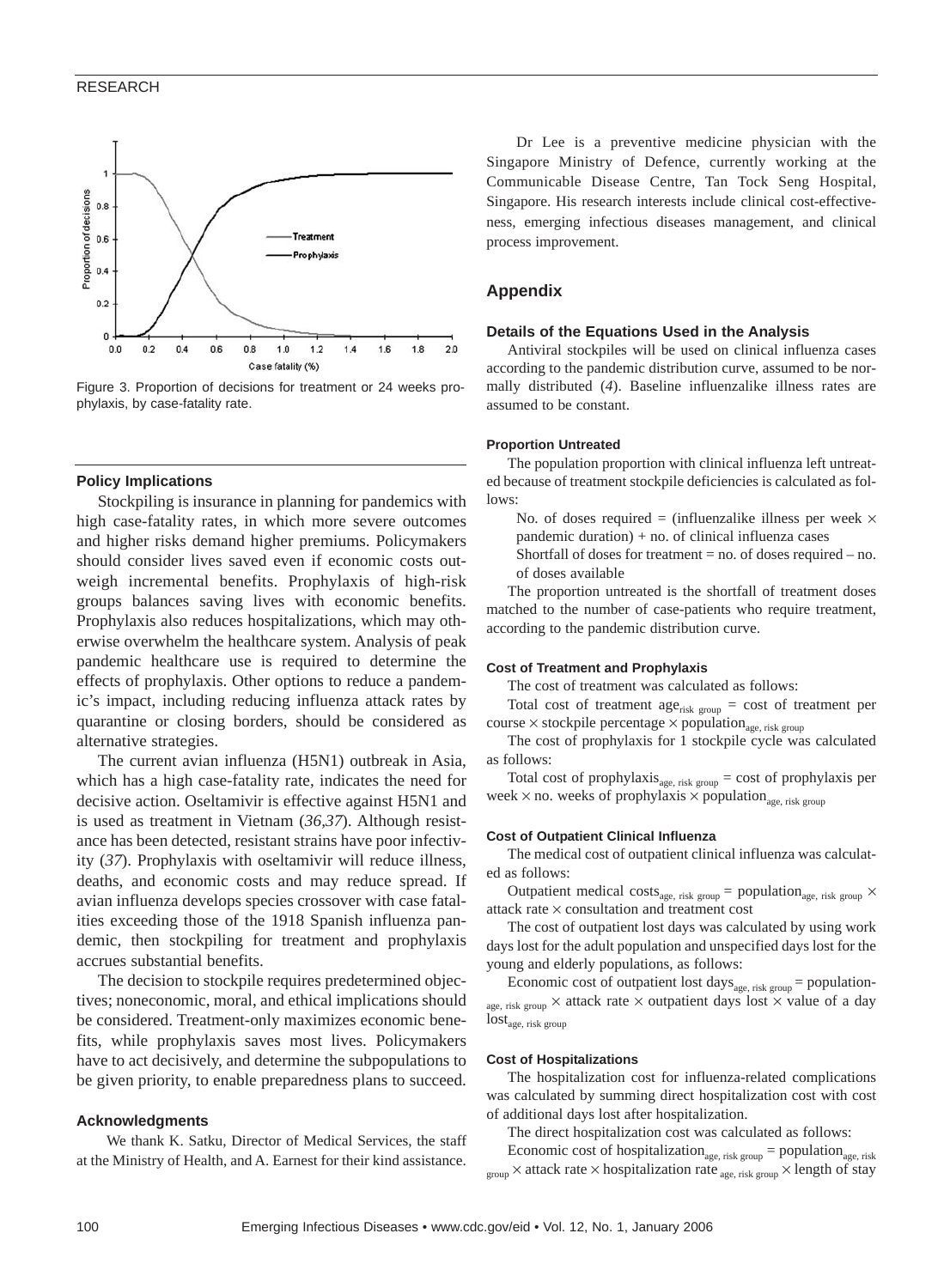Figure 3. Proportion of decisions for treatment or 24 weeks prophylaxis, by case-fatality rate.

## Policy Implications

Stockpiling is insurance in planning for pandemics with high case-fatality rates, in which more severe outcomes and higher risks demand higher premiums. Policymakers should consider lives saved even if economic costs outweigh incremental benefits. Prophylaxis of high-risk groups balances saving lives with economic benefits. Prophylaxis also reduces hospitalizations, which may otherwise overwhelm the healthcare system. Analysis of peak pandemic healthcare use is required to determine the effects of prophylaxis. Other options to reduce a pandemic's impact, including reducing influenza attack rates by quarantine or closing borders, should be considered as alternative strategies.

The current avian influenza (H5N1) outbreak in Asia, which has a high case-fatality rate, indicates the need for decisive action. Oseltamivir is effective against H5N1 and is used as treatment in Vietnam (*36,37*). Although resistance has been detected, resistant strains have poor infectivity (*37*). Prophylaxis with oseltamivir will reduce illness, deaths, and economic costs and may reduce spread. If avian influenza develops species crossover with case fatalities exceeding those of the 1918 Spanish influenza pandemic, then stockpiling for treatment and prophylaxis accrues substantial benefits.

The decision to stockpile requires predetermined objectives; noneconomic, moral, and ethical implications should be considered. Treatment-only maximizes economic benefits, while prophylaxis saves most lives. Policymakers have to act decisively, and determine the subpopulations to be given priority, to enable preparedness plans to succeed.

## Acknowledgments

We thank K. Satku, Director of Medical Services, the staff at the Ministry of Health, and A. Earnest for their kind assistance.

Dr Lee is a preventive medicine physician with the Singapore Ministry of Defence, currently working at the Communicable Disease Centre, Tan Tock Seng Hospital, Singapore. His research interests include clinical cost-effectiveness, emerging infectious diseases management, and clinical process improvement.

## Appendix

### Details of the Equations Used in the Analysis

Antiviral stockpiles will be used on clinical influenza cases according to the pandemic distribution curve, assumed to be normally distributed (*4*). Baseline influenzalike illness rates are assumed to be constant.

#### Proportion Untreated

The population proportion with clinical influenza left untreated because of treatment stockpile deficiencies is calculated as follows:

No. of doses required = (influenzalike illness per week × pandemic duration) + no. of clinical influenza cases

Shortfall of doses for treatment = no. of doses required – no. of doses available

The proportion untreated is the shortfall of treatment doses matched to the number of case-patients who require treatment, according to the pandemic distribution curve.

#### Cost of Treatment and Prophylaxis

The cost of treatment was calculated as follows:

Total cost of treatment $\text{age}_{\text{risk group}}$ = cost of treatment per course × stockpile percentage × $\text{population}_{\text{age, risk group}}$

The cost of prophylaxis for 1 stockpile cycle was calculated as follows:

Total cost of $\text{prophylaxis}_{\text{age, risk group}}$ = cost of prophylaxis per week × no. weeks of prophylaxis × $\text{population}_{\text{age, risk group}}$

#### Cost of Outpatient Clinical Influenza

The medical cost of outpatient clinical influenza was calculated as follows:

Outpatient medical $\text{costs}_{\text{age, risk group}}$ = $\text{population}_{\text{age, risk group}}$ × attack rate × consultation and treatment cost

The cost of outpatient lost days was calculated by using work days lost for the adult population and unspecified days lost for the young and elderly populations, as follows:

Economic cost of outpatient lost $\text{days}_{\text{age, risk group}}$ = $\text{population}_{\text{age, risk group}}$ × attack rate × outpatient days lost × value of a day $\text{lost}_{\text{age, risk group}}$

#### Cost of Hospitalizations

The hospitalization cost for influenza-related complications was calculated by summing direct hospitalization cost with cost of additional days lost after hospitalization.

The direct hospitalization cost was calculated as follows:

Economic cost of $\text{hospitalization}_{\text{age, risk group}}$ = $\text{population}_{\text{age, risk group}}$ × attack rate × hospitalization rate $_{\text{age, risk group}}$ × length of stay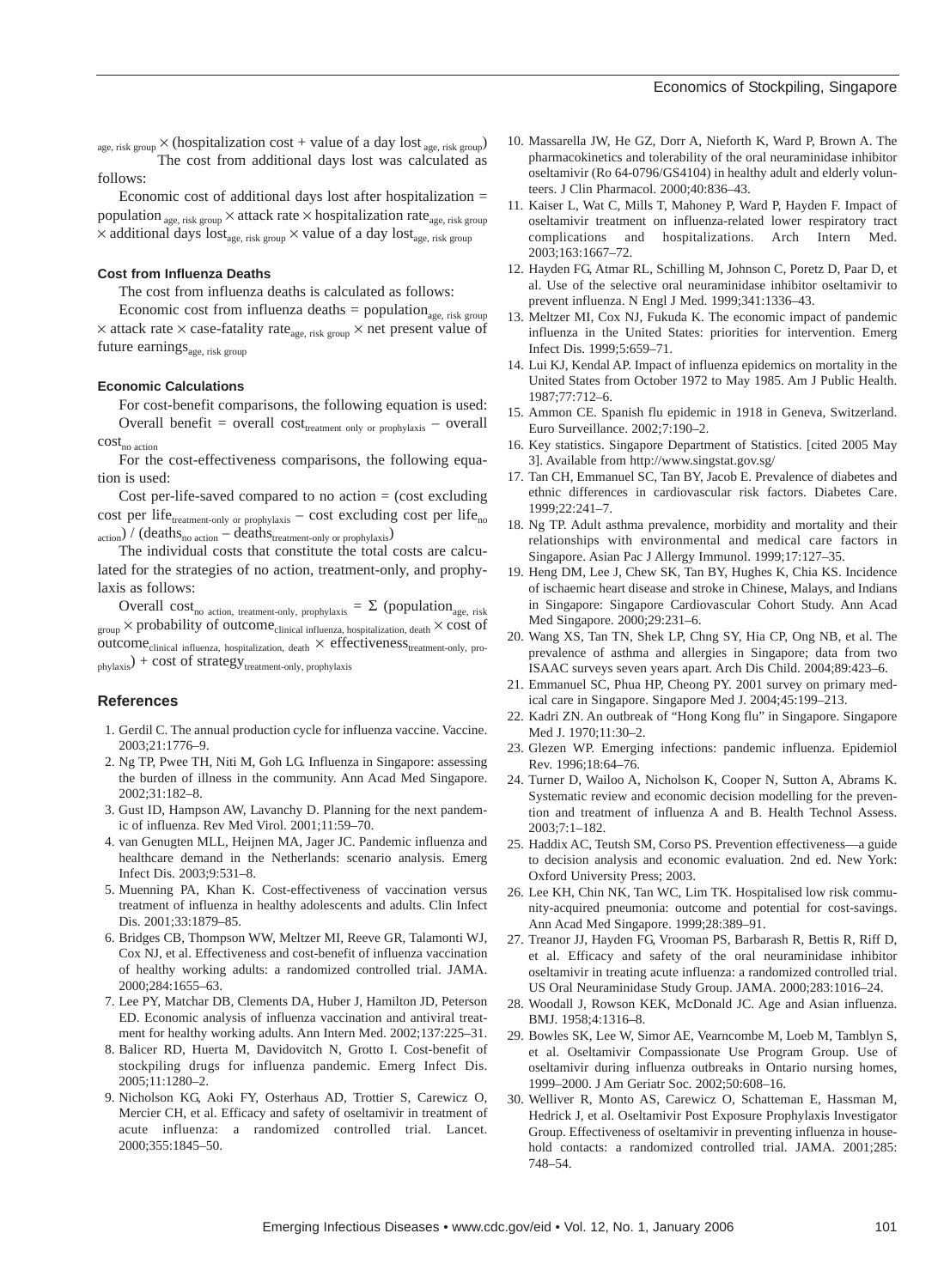$_{\text{age, risk group}} \times$ (hospitalization cost + value of a day lost $_{\text{age, risk group}}$)

The cost from additional days lost was calculated as follows:

Economic cost of additional days lost after hospitalization = population $_{\text{age, risk group}} \times$ attack rate $\times$ hospitalization rate$_{\text{age, risk group}}$ $\times$ additional days lost$_{\text{age, risk group}}$ $\times$ value of a day lost$_{\text{age, risk group}}$

### Cost from Influenza Deaths

The cost from influenza deaths is calculated as follows:

Economic cost from influenza deaths = population$_{\text{age, risk group}}$ $\times$ attack rate $\times$ case-fatality rate$_{\text{age, risk group}}$ $\times$ net present value of future earnings$_{\text{age, risk group}}$

### Economic Calculations

For cost-benefit comparisons, the following equation is used:

Overall benefit = overall cost$_{\text{treatment only or prophylaxis}}$ – overall cost$_{\text{no action}}$

For the cost-effectiveness comparisons, the following equation is used:

Cost per-life-saved compared to no action = (cost excluding cost per life$_{\text{treatment-only or prophylaxis}}$ – cost excluding cost per life$_{\text{no action}}$) / (deaths$_{\text{no action}}$ – deaths$_{\text{treatment-only or prophylaxis}}$)

The individual costs that constitute the total costs are calculated for the strategies of no action, treatment-only, and prophylaxis as follows:

Overall cost$_{\text{no action, treatment-only, prophylaxis}}$ = $\Sigma$ (population$_{\text{age, risk group}}$ $\times$ probability of outcome$_{\text{clinical influenza, hospitalization, death}}$ $\times$ cost of outcome$_{\text{clinical influenza, hospitalization, death}}$ $\times$ effectiveness$_{\text{treatment-only, prophylaxis}}$) + cost of strategy$_{\text{treatment-only, prophylaxis}}$

## References

1. Gerdil C. The annual production cycle for influenza vaccine. Vaccine. 2003;21:1776–9.
2. Ng TP, Pwee TH, Niti M, Goh LG. Influenza in Singapore: assessing the burden of illness in the community. Ann Acad Med Singapore. 2002;31:182–8.
3. Gust ID, Hampson AW, Lavanchy D. Planning for the next pandemic of influenza. Rev Med Virol. 2001;11:59–70.
4. van Genugten MLL, Heijnen MA, Jager JC. Pandemic influenza and healthcare demand in the Netherlands: scenario analysis. Emerg Infect Dis. 2003;9:531–8.
5. Muenning PA, Khan K. Cost-effectiveness of vaccination versus treatment of influenza in healthy adolescents and adults. Clin Infect Dis. 2001;33:1879–85.
6. Bridges CB, Thompson WW, Meltzer MI, Reeve GR, Talamonti WJ, Cox NJ, et al. Effectiveness and cost-benefit of influenza vaccination of healthy working adults: a randomized controlled trial. JAMA. 2000;284:1655–63.
7. Lee PY, Matchar DB, Clements DA, Huber J, Hamilton JD, Peterson ED. Economic analysis of influenza vaccination and antiviral treatment for healthy working adults. Ann Intern Med. 2002;137:225–31.
8. Balicer RD, Huerta M, Davidovitch N, Grotto I. Cost-benefit of stockpiling drugs for influenza pandemic. Emerg Infect Dis. 2005;11:1280–2.
9. Nicholson KG, Aoki FY, Osterhaus AD, Trottier S, Carewicz O, Mercier CH, et al. Efficacy and safety of oseltamivir in treatment of acute influenza: a randomized controlled trial. Lancet. 2000;355:1845–50.
10. Massarella JW, He GZ, Dorr A, Nieforth K, Ward P, Brown A. The pharmacokinetics and tolerability of the oral neuraminidase inhibitor oseltamivir (Ro 64-0796/GS4104) in healthy adult and elderly volunteers. J Clin Pharmacol. 2000;40:836–43.
11. Kaiser L, Wat C, Mills T, Mahoney P, Ward P, Hayden F. Impact of oseltamivir treatment on influenza-related lower respiratory tract complications and hospitalizations. Arch Intern Med. 2003;163:1667–72.
12. Hayden FG, Atmar RL, Schilling M, Johnson C, Poretz D, Paar D, et al. Use of the selective oral neuraminidase inhibitor oseltamivir to prevent influenza. N Engl J Med. 1999;341:1336–43.
13. Meltzer MI, Cox NJ, Fukuda K. The economic impact of pandemic influenza in the United States: priorities for intervention. Emerg Infect Dis. 1999;5:659–71.
14. Lui KJ, Kendal AP. Impact of influenza epidemics on mortality in the United States from October 1972 to May 1985. Am J Public Health. 1987;77:712–6.
15. Ammon CE. Spanish flu epidemic in 1918 in Geneva, Switzerland. Euro Surveillance. 2002;7:190–2.
16. Key statistics. Singapore Department of Statistics. [cited 2005 May 3]. Available from http://www.singstat.gov.sg/
17. Tan CH, Emmanuel SC, Tan BY, Jacob E. Prevalence of diabetes and ethnic differences in cardiovascular risk factors. Diabetes Care. 1999;22:241–7.
18. Ng TP. Adult asthma prevalence, morbidity and mortality and their relationships with environmental and medical care factors in Singapore. Asian Pac J Allergy Immunol. 1999;17:127–35.
19. Heng DM, Lee J, Chew SK, Tan BY, Hughes K, Chia KS. Incidence of ischaemic heart disease and stroke in Chinese, Malays, and Indians in Singapore: Singapore Cardiovascular Cohort Study. Ann Acad Med Singapore. 2000;29:231–6.
20. Wang XS, Tan TN, Shek LP, Chng SY, Hia CP, Ong NB, et al. The prevalence of asthma and allergies in Singapore; data from two ISAAC surveys seven years apart. Arch Dis Child. 2004;89:423–6.
21. Emmanuel SC, Phua HP, Cheong PY. 2001 survey on primary medical care in Singapore. Singapore Med J. 2004;45:199–213.
22. Kadri ZN. An outbreak of "Hong Kong flu" in Singapore. Singapore Med J. 1970;11:30–2.
23. Glezen WP. Emerging infections: pandemic influenza. Epidemiol Rev. 1996;18:64–76.
24. Turner D, Wailoo A, Nicholson K, Cooper N, Sutton A, Abrams K. Systematic review and economic decision modelling for the prevention and treatment of influenza A and B. Health Technol Assess. 2003;7:1–182.
25. Haddix AC, Teutsh SM, Corso PS. Prevention effectiveness—a guide to decision analysis and economic evaluation. 2nd ed. New York: Oxford University Press; 2003.
26. Lee KH, Chin NK, Tan WC, Lim TK. Hospitalised low risk community-acquired pneumonia: outcome and potential for cost-savings. Ann Acad Med Singapore. 1999;28:389–91.
27. Treanor JJ, Hayden FG, Vrooman PS, Barbarash R, Bettis R, Riff D, et al. Efficacy and safety of the oral neuraminidase inhibitor oseltamivir in treating acute influenza: a randomized controlled trial. US Oral Neuraminidase Study Group. JAMA. 2000;283:1016–24.
28. Woodall J, Rowson KEK, McDonald JC. Age and Asian influenza. BMJ. 1958;4:1316–8.
29. Bowles SK, Lee W, Simor AE, Vearncombe M, Loeb M, Tamblyn S, et al. Oseltamivir Compassionate Use Program Group. Use of oseltamivir during influenza outbreaks in Ontario nursing homes, 1999–2000. J Am Geriatr Soc. 2002;50:608–16.
30. Welliver R, Monto AS, Carewicz O, Schatteman E, Hassman M, Hedrick J, et al. Oseltamivir Post Exposure Prophylaxis Investigator Group. Effectiveness of oseltamivir in preventing influenza in household contacts: a randomized controlled trial. JAMA. 2001;285:748–54.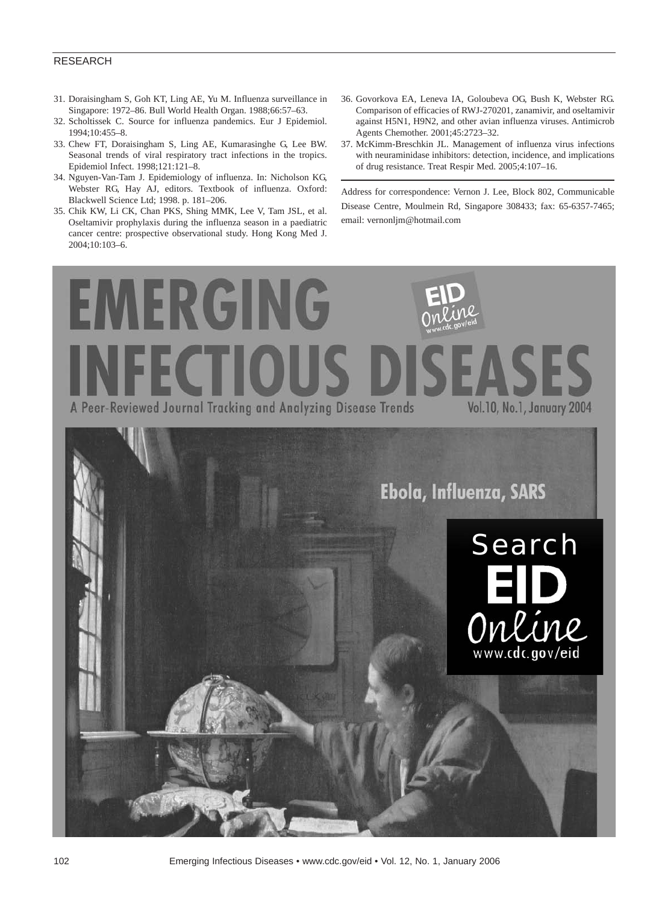31. Doraisingham S, Goh KT, Ling AE, Yu M. Influenza surveillance in Singapore: 1972–86. Bull World Health Organ. 1988;66:57–63.
32. Scholtissek C. Source for influenza pandemics. Eur J Epidemiol. 1994;10:455–8.
33. Chew FT, Doraisingham S, Ling AE, Kumarasinghe G, Lee BW. Seasonal trends of viral respiratory tract infections in the tropics. Epidemiol Infect. 1998;121:121–8.
34. Nguyen-Van-Tam J. Epidemiology of influenza. In: Nicholson KG, Webster RG, Hay AJ, editors. Textbook of influenza. Oxford: Blackwell Science Ltd; 1998. p. 181–206.
35. Chik KW, Li CK, Chan PKS, Shing MMK, Lee V, Tam JSL, et al. Oseltamivir prophylaxis during the influenza season in a paediatric cancer centre: prospective observational study. Hong Kong Med J. 2004;10:103–6.
36. Govorkova EA, Leneva IA, Goloubeva OG, Bush K, Webster RG. Comparison of efficacies of RWJ-270201, zanamivir, and oseltamivir against H5N1, H9N2, and other avian influenza viruses. Antimicrob Agents Chemother. 2001;45:2723–32.
37. McKimm-Breschkin JL. Management of influenza virus infections with neuraminidase inhibitors: detection, incidence, and implications of drug resistance. Treat Respir Med. 2005;4:107–16.

Address for correspondence: Vernon J. Lee, Block 802, Communicable Disease Centre, Moulmein Rd, Singapore 308433; fax: 65-6357-7465; email: vernonljm@hotmail.com

EMERGING INFECTIOUS DISEASES

A Peer-Reviewed Journal Tracking and Analyzing Disease Trends Vol.10, No.1, January 2004

EID Online www.cdc.gov/eid

Ebola, Influenza, SARS

Search EID Online www.cdc.gov/eid